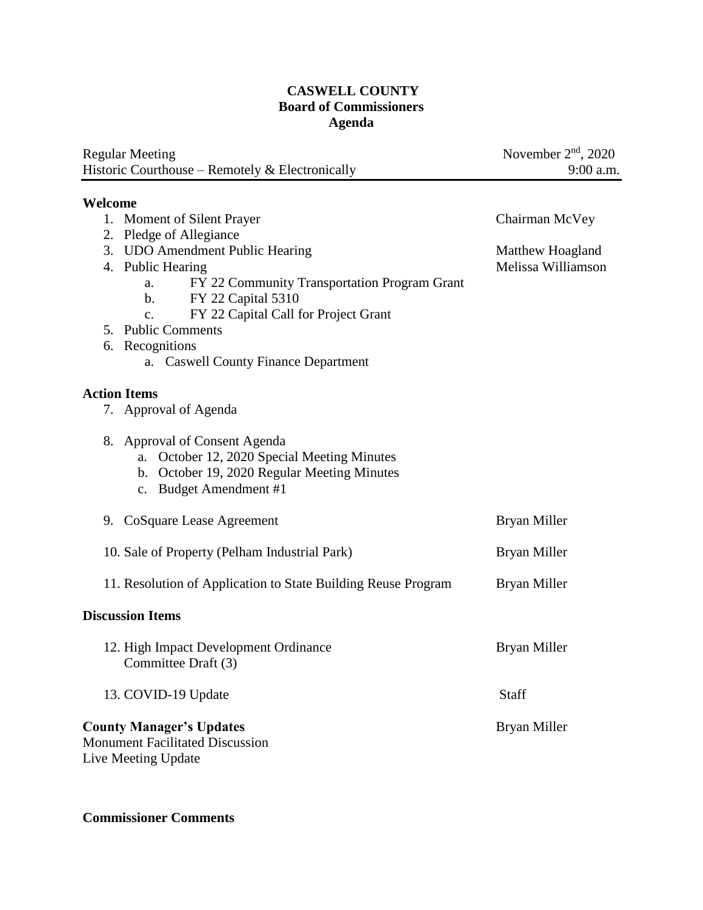**CASWELL COUNTY**
**Board of Commissioners**
**Agenda**

| | |
|---|---|
| Regular Meeting | November 2nd, 2020 |
| Historic Courthouse – Remotely & Electronically | 9:00 a.m. |

**Welcome**

1. Moment of Silent Prayer — Chairman McVey
2. Pledge of Allegiance
3. UDO Amendment Public Hearing — Matthew Hoagland
4. Public Hearing — Melissa Williamson
   a. FY 22 Community Transportation Program Grant
   b. FY 22 Capital 5310
   c. FY 22 Capital Call for Project Grant
5. Public Comments
6. Recognitions
   a. Caswell County Finance Department

**Action Items**

7. Approval of Agenda

8. Approval of Consent Agenda
   a. October 12, 2020 Special Meeting Minutes
   b. October 19, 2020 Regular Meeting Minutes
   c. Budget Amendment #1

9. CoSquare Lease Agreement — Bryan Miller

10. Sale of Property (Pelham Industrial Park) — Bryan Miller

11. Resolution of Application to State Building Reuse Program — Bryan Miller

**Discussion Items**

12. High Impact Development Ordinance Committee Draft (3) — Bryan Miller

13. COVID-19 Update — Staff

**County Manager's Updates** — Bryan Miller

Monument Facilitated Discussion

Live Meeting Update

**Commissioner Comments**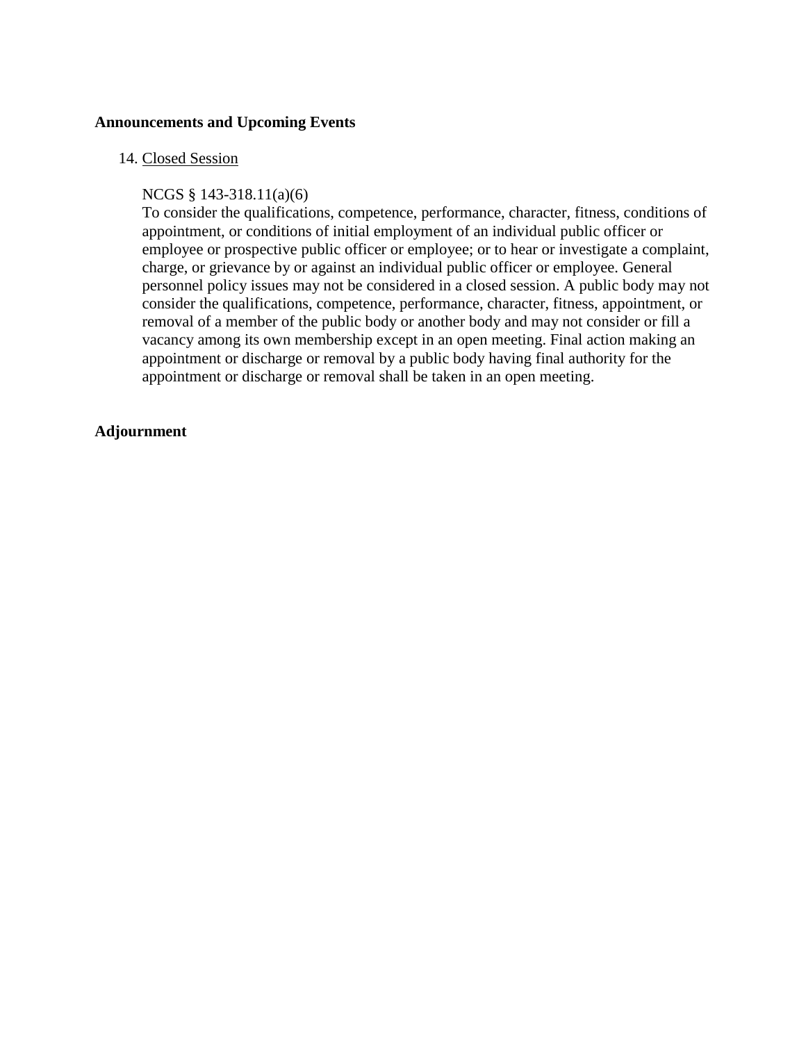**Announcements and Upcoming Events**

14. Closed Session

    NCGS § 143-318.11(a)(6)
    To consider the qualifications, competence, performance, character, fitness, conditions of appointment, or conditions of initial employment of an individual public officer or employee or prospective public officer or employee; or to hear or investigate a complaint, charge, or grievance by or against an individual public officer or employee. General personnel policy issues may not be considered in a closed session. A public body may not consider the qualifications, competence, performance, character, fitness, appointment, or removal of a member of the public body or another body and may not consider or fill a vacancy among its own membership except in an open meeting. Final action making an appointment or discharge or removal by a public body having final authority for the appointment or discharge or removal shall be taken in an open meeting.

**Adjournment**